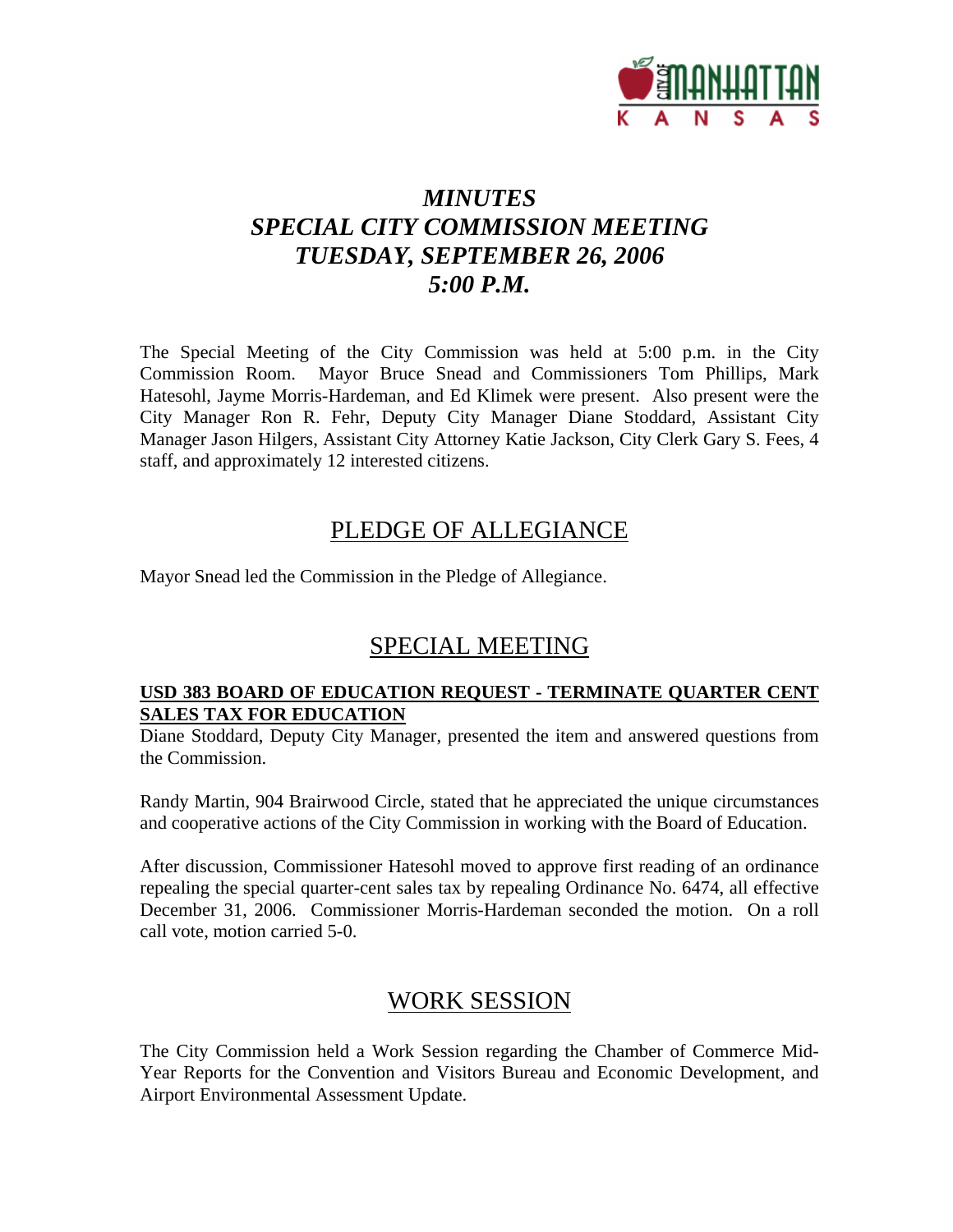# *MINUTES*
# *SPECIAL CITY COMMISSION MEETING*
# *TUESDAY, SEPTEMBER 26, 2006*
# *5:00 P.M.*

The Special Meeting of the City Commission was held at 5:00 p.m. in the City Commission Room. Mayor Bruce Snead and Commissioners Tom Phillips, Mark Hatesohl, Jayme Morris-Hardeman, and Ed Klimek were present. Also present were the City Manager Ron R. Fehr, Deputy City Manager Diane Stoddard, Assistant City Manager Jason Hilgers, Assistant City Attorney Katie Jackson, City Clerk Gary S. Fees, 4 staff, and approximately 12 interested citizens.

## PLEDGE OF ALLEGIANCE

Mayor Snead led the Commission in the Pledge of Allegiance.

## SPECIAL MEETING

**USD 383 BOARD OF EDUCATION REQUEST - TERMINATE QUARTER CENT SALES TAX FOR EDUCATION**

Diane Stoddard, Deputy City Manager, presented the item and answered questions from the Commission.

Randy Martin, 904 Brairwood Circle, stated that he appreciated the unique circumstances and cooperative actions of the City Commission in working with the Board of Education.

After discussion, Commissioner Hatesohl moved to approve first reading of an ordinance repealing the special quarter-cent sales tax by repealing Ordinance No. 6474, all effective December 31, 2006. Commissioner Morris-Hardeman seconded the motion. On a roll call vote, motion carried 5-0.

## WORK SESSION

The City Commission held a Work Session regarding the Chamber of Commerce Mid-Year Reports for the Convention and Visitors Bureau and Economic Development, and Airport Environmental Assessment Update.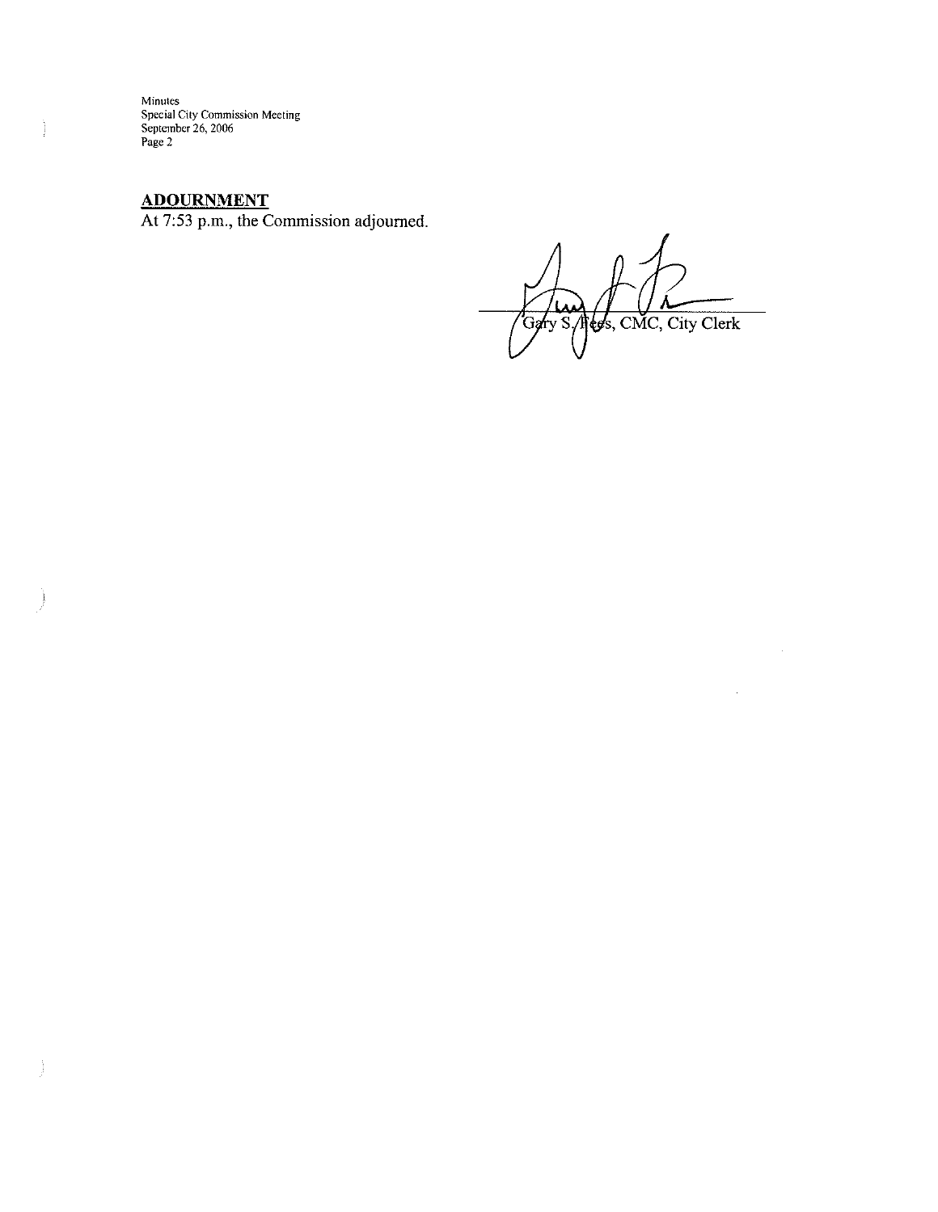## ADOURNMENT

At 7:53 p.m., the Commission adjourned.

Gary S. Fees, CMC, City Clerk